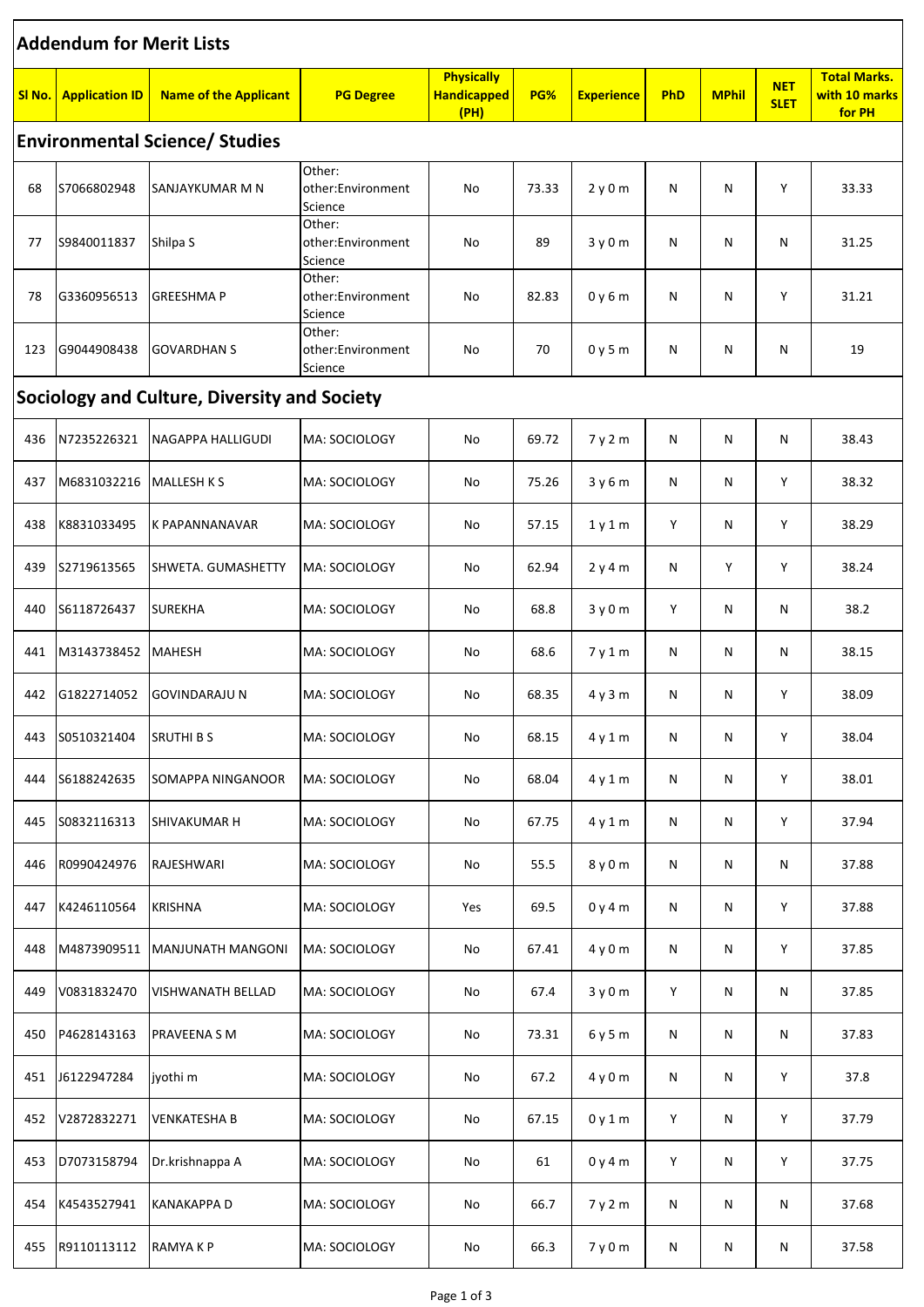# Addendum for Merit Lists

| Sl No. | Application ID | Name of the Applicant | PG Degree | Physically Handicapped (PH) | PG% | Experience | PhD | MPhil | NET SLET | Total Marks. with 10 marks for PH |
|---|---|---|---|---|---|---|---|---|---|---|
| **Environmental Science/ Studies** | | | | | | | | | | |
| 68 | S7066802948 | SANJAYKUMAR M N | Other: other:Environment Science | No | 73.33 | 2 y 0 m | N | N | Y | 33.33 |
| 77 | S9840011837 | Shilpa S | Other: other:Environment Science | No | 89 | 3 y 0 m | N | N | N | 31.25 |
| 78 | G3360956513 | GREESHMA P | Other: other:Environment Science | No | 82.83 | 0 y 6 m | N | N | Y | 31.21 |
| 123 | G9044908438 | GOVARDHAN S | Other: other:Environment Science | No | 70 | 0 y 5 m | N | N | N | 19 |
| **Sociology and Culture, Diversity and Society** | | | | | | | | | | |
| 436 | N7235226321 | NAGAPPA HALLIGUDI | MA: SOCIOLOGY | No | 69.72 | 7 y 2 m | N | N | N | 38.43 |
| 437 | M6831032216 | MALLESH K S | MA: SOCIOLOGY | No | 75.26 | 3 y 6 m | N | N | Y | 38.32 |
| 438 | K8831033495 | K PAPANNANAVAR | MA: SOCIOLOGY | No | 57.15 | 1 y 1 m | Y | N | Y | 38.29 |
| 439 | S2719613565 | SHWETA. GUMASHETTY | MA: SOCIOLOGY | No | 62.94 | 2 y 4 m | N | Y | Y | 38.24 |
| 440 | S6118726437 | SUREKHA | MA: SOCIOLOGY | No | 68.8 | 3 y 0 m | Y | N | N | 38.2 |
| 441 | M3143738452 | MAHESH | MA: SOCIOLOGY | No | 68.6 | 7 y 1 m | N | N | N | 38.15 |
| 442 | G1822714052 | GOVINDARAJU N | MA: SOCIOLOGY | No | 68.35 | 4 y 3 m | N | N | Y | 38.09 |
| 443 | S0510321404 | SRUTHI B S | MA: SOCIOLOGY | No | 68.15 | 4 y 1 m | N | N | Y | 38.04 |
| 444 | S6188242635 | SOMAPPA NINGANOOR | MA: SOCIOLOGY | No | 68.04 | 4 y 1 m | N | N | Y | 38.01 |
| 445 | S0832116313 | SHIVAKUMAR H | MA: SOCIOLOGY | No | 67.75 | 4 y 1 m | N | N | Y | 37.94 |
| 446 | R0990424976 | RAJESHWARI | MA: SOCIOLOGY | No | 55.5 | 8 y 0 m | N | N | N | 37.88 |
| 447 | K4246110564 | KRISHNA | MA: SOCIOLOGY | Yes | 69.5 | 0 y 4 m | N | N | Y | 37.88 |
| 448 | M4873909511 | MANJUNATH MANGONI | MA: SOCIOLOGY | No | 67.41 | 4 y 0 m | N | N | Y | 37.85 |
| 449 | V0831832470 | VISHWANATH BELLAD | MA: SOCIOLOGY | No | 67.4 | 3 y 0 m | Y | N | N | 37.85 |
| 450 | P4628143163 | PRAVEENA S M | MA: SOCIOLOGY | No | 73.31 | 6 y 5 m | N | N | N | 37.83 |
| 451 | J6122947284 | jyothi m | MA: SOCIOLOGY | No | 67.2 | 4 y 0 m | N | N | Y | 37.8 |
| 452 | V2872832271 | VENKATESHA B | MA: SOCIOLOGY | No | 67.15 | 0 y 1 m | Y | N | Y | 37.79 |
| 453 | D7073158794 | Dr.krishnappa A | MA: SOCIOLOGY | No | 61 | 0 y 4 m | Y | N | Y | 37.75 |
| 454 | K4543527941 | KANAKAPPA D | MA: SOCIOLOGY | No | 66.7 | 7 y 2 m | N | N | N | 37.68 |
| 455 | R9110113112 | RAMYA K P | MA: SOCIOLOGY | No | 66.3 | 7 y 0 m | N | N | N | 37.58 |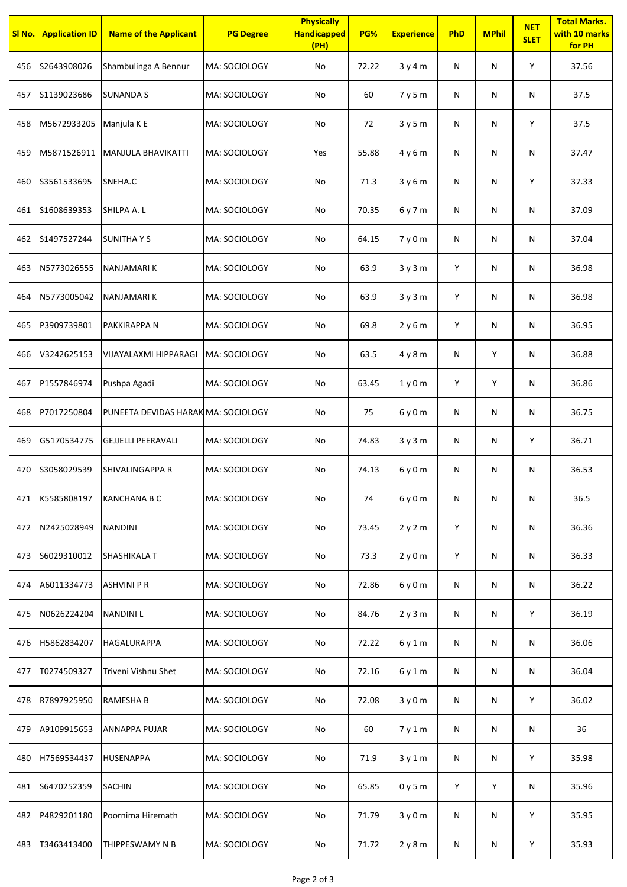| Sl No. | Application ID | Name of the Applicant | PG Degree | Physically Handicapped (PH) | PG% | Experience | PhD | MPhil | NET SLET | Total Marks. with 10 marks for PH |
|---|---|---|---|---|---|---|---|---|---|---|
| 456 | S2643908026 | Shambulinga A Bennur | MA: SOCIOLOGY | No | 72.22 | 3 y 4 m | N | N | Y | 37.56 |
| 457 | S1139023686 | SUNANDA S | MA: SOCIOLOGY | No | 60 | 7 y 5 m | N | N | N | 37.5 |
| 458 | M5672933205 | Manjula K E | MA: SOCIOLOGY | No | 72 | 3 y 5 m | N | N | Y | 37.5 |
| 459 | M5871526911 | MANJULA BHAVIKATTI | MA: SOCIOLOGY | Yes | 55.88 | 4 y 6 m | N | N | N | 37.47 |
| 460 | S3561533695 | SNEHA.C | MA: SOCIOLOGY | No | 71.3 | 3 y 6 m | N | N | Y | 37.33 |
| 461 | S1608639353 | SHILPA A. L | MA: SOCIOLOGY | No | 70.35 | 6 y 7 m | N | N | N | 37.09 |
| 462 | S1497527244 | SUNITHA Y S | MA: SOCIOLOGY | No | 64.15 | 7 y 0 m | N | N | N | 37.04 |
| 463 | N5773026555 | NANJAMARI K | MA: SOCIOLOGY | No | 63.9 | 3 y 3 m | Y | N | N | 36.98 |
| 464 | N5773005042 | NANJAMARI K | MA: SOCIOLOGY | No | 63.9 | 3 y 3 m | Y | N | N | 36.98 |
| 465 | P3909739801 | PAKKIRAPPA N | MA: SOCIOLOGY | No | 69.8 | 2 y 6 m | Y | N | N | 36.95 |
| 466 | V3242625153 | VIJAYALAXMI HIPPARAGI | MA: SOCIOLOGY | No | 63.5 | 4 y 8 m | N | Y | N | 36.88 |
| 467 | P1557846974 | Pushpa Agadi | MA: SOCIOLOGY | No | 63.45 | 1 y 0 m | Y | Y | N | 36.86 |
| 468 | P7017250804 | PUNEETA DEVIDAS HARAK | MA: SOCIOLOGY | No | 75 | 6 y 0 m | N | N | N | 36.75 |
| 469 | G5170534775 | GEJJELLI PEERAVALI | MA: SOCIOLOGY | No | 74.83 | 3 y 3 m | N | N | Y | 36.71 |
| 470 | S3058029539 | SHIVALINGAPPA R | MA: SOCIOLOGY | No | 74.13 | 6 y 0 m | N | N | N | 36.53 |
| 471 | K5585808197 | KANCHANA B C | MA: SOCIOLOGY | No | 74 | 6 y 0 m | N | N | N | 36.5 |
| 472 | N2425028949 | NANDINI | MA: SOCIOLOGY | No | 73.45 | 2 y 2 m | Y | N | N | 36.36 |
| 473 | S6029310012 | SHASHIKALA T | MA: SOCIOLOGY | No | 73.3 | 2 y 0 m | Y | N | N | 36.33 |
| 474 | A6011334773 | ASHVINI P R | MA: SOCIOLOGY | No | 72.86 | 6 y 0 m | N | N | N | 36.22 |
| 475 | N0626224204 | NANDINI L | MA: SOCIOLOGY | No | 84.76 | 2 y 3 m | N | N | Y | 36.19 |
| 476 | H5862834207 | HAGALURAPPA | MA: SOCIOLOGY | No | 72.22 | 6 y 1 m | N | N | N | 36.06 |
| 477 | T0274509327 | Triveni Vishnu Shet | MA: SOCIOLOGY | No | 72.16 | 6 y 1 m | N | N | N | 36.04 |
| 478 | R7897925950 | RAMESHA B | MA: SOCIOLOGY | No | 72.08 | 3 y 0 m | N | N | Y | 36.02 |
| 479 | A9109915653 | ANNAPPA PUJAR | MA: SOCIOLOGY | No | 60 | 7 y 1 m | N | N | N | 36 |
| 480 | H7569534437 | HUSENAPPA | MA: SOCIOLOGY | No | 71.9 | 3 y 1 m | N | N | Y | 35.98 |
| 481 | S6470252359 | SACHIN | MA: SOCIOLOGY | No | 65.85 | 0 y 5 m | Y | Y | N | 35.96 |
| 482 | P4829201180 | Poornima Hiremath | MA: SOCIOLOGY | No | 71.79 | 3 y 0 m | N | N | Y | 35.95 |
| 483 | T3463413400 | THIPPESWAMY N B | MA: SOCIOLOGY | No | 71.72 | 2 y 8 m | N | N | Y | 35.93 |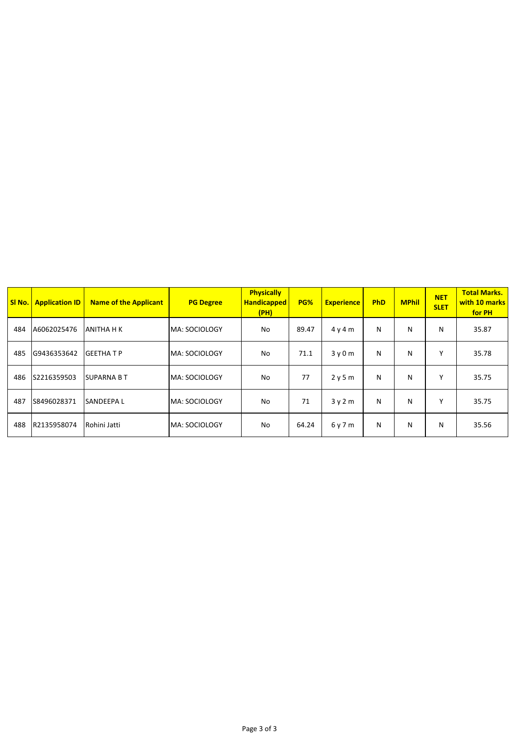| Sl No. | Application ID | Name of the Applicant | PG Degree | Physically Handicapped (PH) | PG% | Experience | PhD | MPhil | NET SLET | Total Marks. with 10 marks for PH |
|---|---|---|---|---|---|---|---|---|---|---|
| 484 | A6062025476 | ANITHA H K | MA: SOCIOLOGY | No | 89.47 | 4 y 4 m | N | N | N | 35.87 |
| 485 | G9436353642 | GEETHA T P | MA: SOCIOLOGY | No | 71.1 | 3 y 0 m | N | N | Y | 35.78 |
| 486 | S2216359503 | SUPARNA B T | MA: SOCIOLOGY | No | 77 | 2 y 5 m | N | N | Y | 35.75 |
| 487 | S8496028371 | SANDEEPA L | MA: SOCIOLOGY | No | 71 | 3 y 2 m | N | N | Y | 35.75 |
| 488 | R2135958074 | Rohini Jatti | MA: SOCIOLOGY | No | 64.24 | 6 y 7 m | N | N | N | 35.56 |